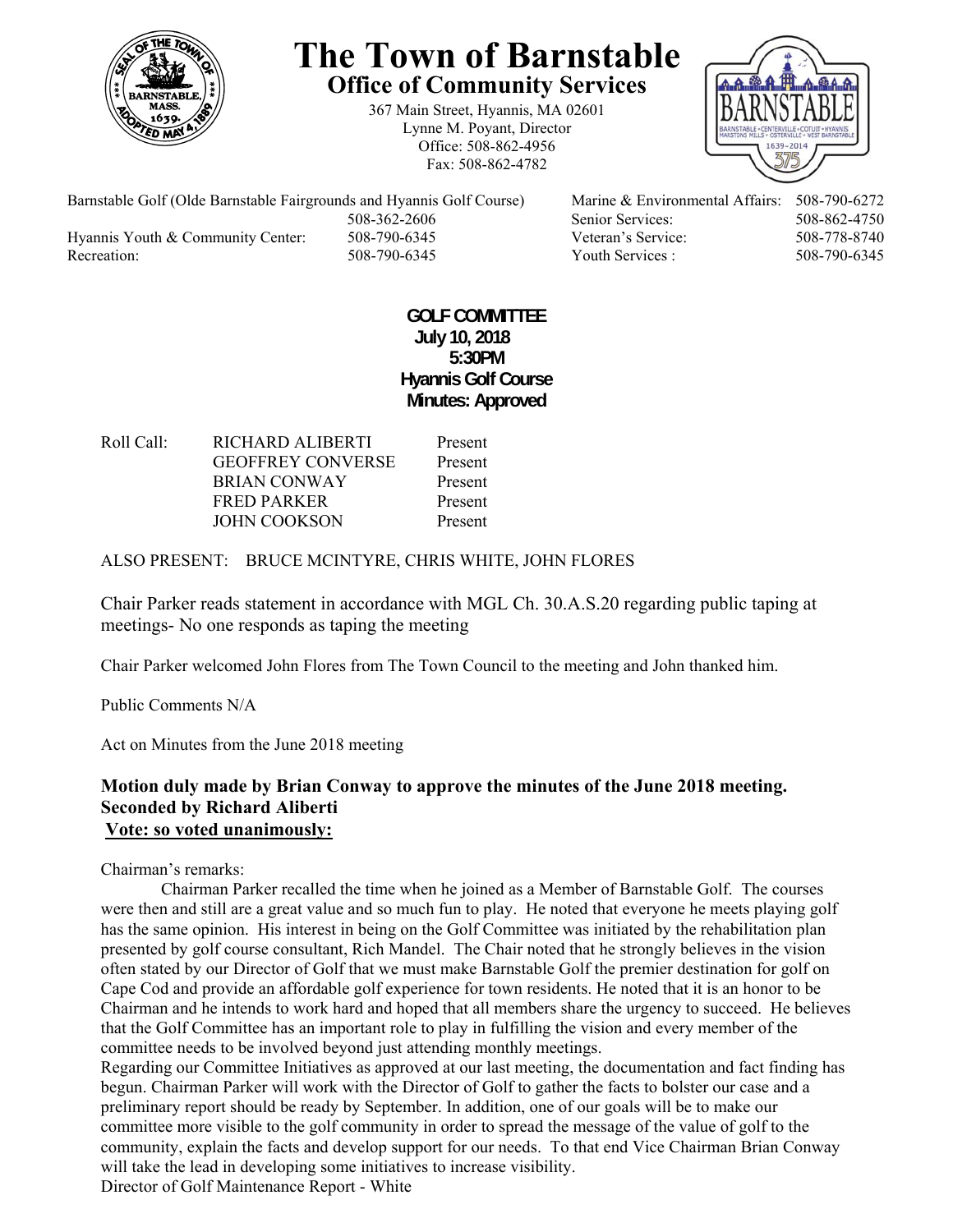# The Town of Barnstable

## Office of Community Services

367 Main Street, Hyannis, MA 02601
Lynne M. Poyant, Director
Office: 508-862-4956
Fax: 508-862-4782

| | | | |
|---|---|---|---|
| Barnstable Golf (Olde Barnstable Fairgrounds and Hyannis Golf Course) | 508-362-2606 | Marine & Environmental Affairs: | 508-790-6272 |
| | | Senior Services: | 508-862-4750 |
| Hyannis Youth & Community Center: | 508-790-6345 | Veteran's Service: | 508-778-8740 |
| Recreation: | 508-790-6345 | Youth Services : | 508-790-6345 |

**GOLF COMMITTEE**
**July 10, 2018**
**5:30PM**
**Hyannis Golf Course**
**Minutes: Approved**

| Roll Call: | | |
|---|---|---|
| | RICHARD ALIBERTI | Present |
| | GEOFFREY CONVERSE | Present |
| | BRIAN CONWAY | Present |
| | FRED PARKER | Present |
| | JOHN COOKSON | Present |

ALSO PRESENT: BRUCE MCINTYRE, CHRIS WHITE, JOHN FLORES

Chair Parker reads statement in accordance with MGL Ch. 30.A.S.20 regarding public taping at meetings- No one responds as taping the meeting

Chair Parker welcomed John Flores from The Town Council to the meeting and John thanked him.

Public Comments N/A

Act on Minutes from the June 2018 meeting

**Motion duly made by Brian Conway to approve the minutes of the June 2018 meeting.**
**Seconded by Richard Aliberti**
**<u>Vote: so voted unanimously:</u>**

Chairman's remarks:

Chairman Parker recalled the time when he joined as a Member of Barnstable Golf. The courses were then and still are a great value and so much fun to play. He noted that everyone he meets playing golf has the same opinion. His interest in being on the Golf Committee was initiated by the rehabilitation plan presented by golf course consultant, Rich Mandel. The Chair noted that he strongly believes in the vision often stated by our Director of Golf that we must make Barnstable Golf the premier destination for golf on Cape Cod and provide an affordable golf experience for town residents. He noted that it is an honor to be Chairman and he intends to work hard and hoped that all members share the urgency to succeed. He believes that the Golf Committee has an important role to play in fulfilling the vision and every member of the committee needs to be involved beyond just attending monthly meetings.

Regarding our Committee Initiatives as approved at our last meeting, the documentation and fact finding has begun. Chairman Parker will work with the Director of Golf to gather the facts to bolster our case and a preliminary report should be ready by September. In addition, one of our goals will be to make our committee more visible to the golf community in order to spread the message of the value of golf to the community, explain the facts and develop support for our needs. To that end Vice Chairman Brian Conway will take the lead in developing some initiatives to increase visibility.

Director of Golf Maintenance Report - White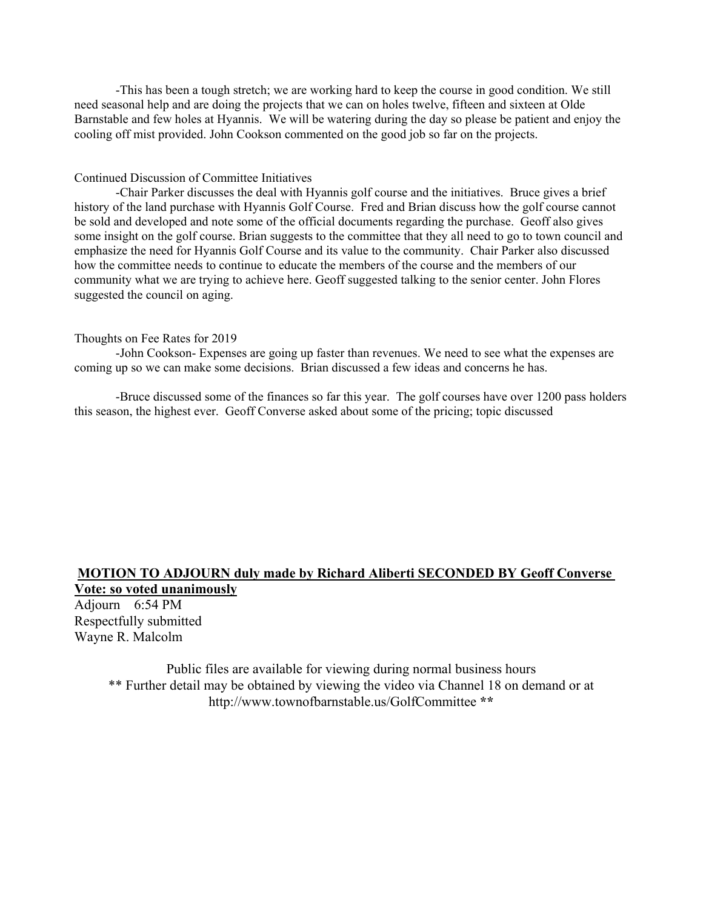-This has been a tough stretch; we are working hard to keep the course in good condition. We still need seasonal help and are doing the projects that we can on holes twelve, fifteen and sixteen at Olde Barnstable and few holes at Hyannis. We will be watering during the day so please be patient and enjoy the cooling off mist provided. John Cookson commented on the good job so far on the projects.

Continued Discussion of Committee Initiatives

-Chair Parker discusses the deal with Hyannis golf course and the initiatives. Bruce gives a brief history of the land purchase with Hyannis Golf Course. Fred and Brian discuss how the golf course cannot be sold and developed and note some of the official documents regarding the purchase. Geoff also gives some insight on the golf course. Brian suggests to the committee that they all need to go to town council and emphasize the need for Hyannis Golf Course and its value to the community. Chair Parker also discussed how the committee needs to continue to educate the members of the course and the members of our community what we are trying to achieve here. Geoff suggested talking to the senior center. John Flores suggested the council on aging.

Thoughts on Fee Rates for 2019

-John Cookson- Expenses are going up faster than revenues. We need to see what the expenses are coming up so we can make some decisions. Brian discussed a few ideas and concerns he has.

-Bruce discussed some of the finances so far this year. The golf courses have over 1200 pass holders this season, the highest ever. Geoff Converse asked about some of the pricing; topic discussed

**MOTION TO ADJOURN duly made by Richard Aliberti SECONDED BY Geoff Converse**
**Vote: so voted unanimously**

Adjourn 6:54 PM
Respectfully submitted
Wayne R. Malcolm

Public files are available for viewing during normal business hours
** Further detail may be obtained by viewing the video via Channel 18 on demand or at http://www.townofbarnstable.us/GolfCommittee **